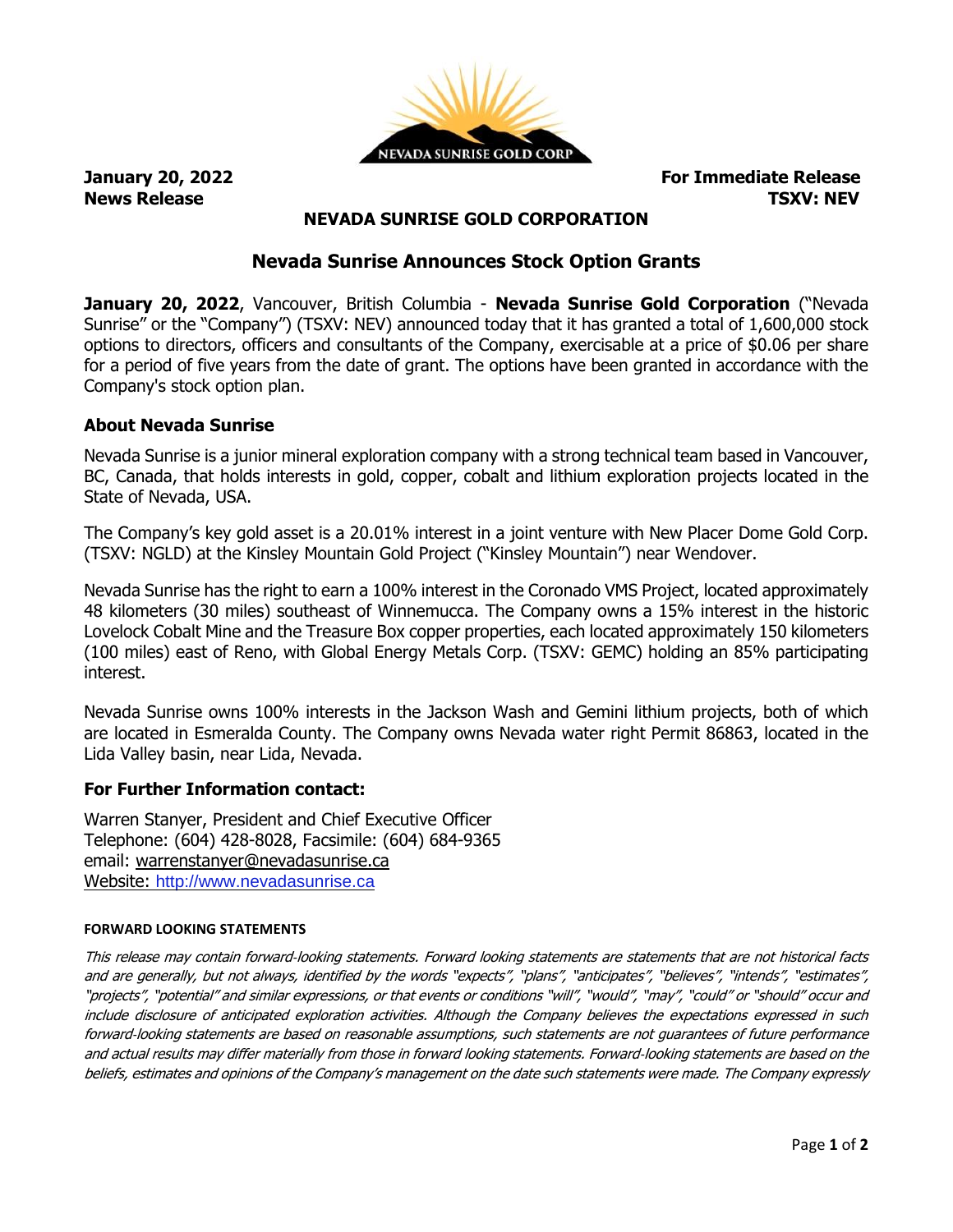**January 20, 2022** **For Immediate Release**
**News Release** **TSXV: NEV**

**NEVADA SUNRISE GOLD CORPORATION**

## Nevada Sunrise Announces Stock Option Grants

**January 20, 2022**, Vancouver, British Columbia - **Nevada Sunrise Gold Corporation** ("Nevada Sunrise" or the "Company") (TSXV: NEV) announced today that it has granted a total of 1,600,000 stock options to directors, officers and consultants of the Company, exercisable at a price of $0.06 per share for a period of five years from the date of grant. The options have been granted in accordance with the Company's stock option plan.

### About Nevada Sunrise

Nevada Sunrise is a junior mineral exploration company with a strong technical team based in Vancouver, BC, Canada, that holds interests in gold, copper, cobalt and lithium exploration projects located in the State of Nevada, USA.

The Company's key gold asset is a 20.01% interest in a joint venture with New Placer Dome Gold Corp. (TSXV: NGLD) at the Kinsley Mountain Gold Project ("Kinsley Mountain") near Wendover.

Nevada Sunrise has the right to earn a 100% interest in the Coronado VMS Project, located approximately 48 kilometers (30 miles) southeast of Winnemucca. The Company owns a 15% interest in the historic Lovelock Cobalt Mine and the Treasure Box copper properties, each located approximately 150 kilometers (100 miles) east of Reno, with Global Energy Metals Corp. (TSXV: GEMC) holding an 85% participating interest.

Nevada Sunrise owns 100% interests in the Jackson Wash and Gemini lithium projects, both of which are located in Esmeralda County. The Company owns Nevada water right Permit 86863, located in the Lida Valley basin, near Lida, Nevada.

### For Further Information contact:

Warren Stanyer, President and Chief Executive Officer
Telephone: (604) 428-8028, Facsimile: (604) 684-9365
email: warrenstanyer@nevadasunrise.ca
Website: http://www.nevadasunrise.ca

**FORWARD LOOKING STATEMENTS**

*This release may contain forward-looking statements. Forward looking statements are statements that are not historical facts and are generally, but not always, identified by the words "expects", "plans", "anticipates", "believes", "intends", "estimates", "projects", "potential" and similar expressions, or that events or conditions "will", "would", "may", "could" or "should" occur and include disclosure of anticipated exploration activities. Although the Company believes the expectations expressed in such forward-looking statements are based on reasonable assumptions, such statements are not guarantees of future performance and actual results may differ materially from those in forward looking statements. Forward-looking statements are based on the beliefs, estimates and opinions of the Company's management on the date such statements were made. The Company expressly*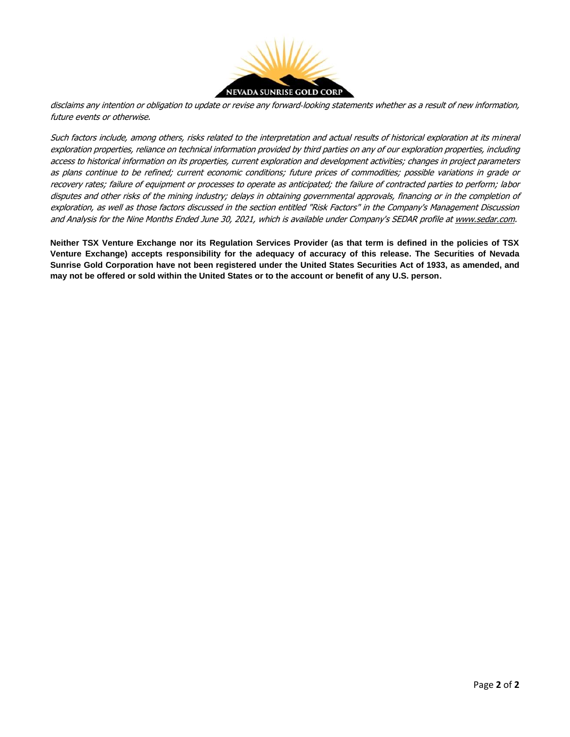*disclaims any intention or obligation to update or revise any forward-looking statements whether as a result of new information, future events or otherwise.*

*Such factors include, among others, risks related to the interpretation and actual results of historical exploration at its mineral exploration properties, reliance on technical information provided by third parties on any of our exploration properties, including access to historical information on its properties, current exploration and development activities; changes in project parameters as plans continue to be refined; current economic conditions; future prices of commodities; possible variations in grade or recovery rates; failure of equipment or processes to operate as anticipated; the failure of contracted parties to perform; labor disputes and other risks of the mining industry; delays in obtaining governmental approvals, financing or in the completion of exploration, as well as those factors discussed in the section entitled "Risk Factors" in the Company's Management Discussion and Analysis for the Nine Months Ended June 30, 2021, which is available under Company's SEDAR profile at www.sedar.com.*

**Neither TSX Venture Exchange nor its Regulation Services Provider (as that term is defined in the policies of TSX Venture Exchange) accepts responsibility for the adequacy of accuracy of this release. The Securities of Nevada Sunrise Gold Corporation have not been registered under the United States Securities Act of 1933, as amended, and may not be offered or sold within the United States or to the account or benefit of any U.S. person.**